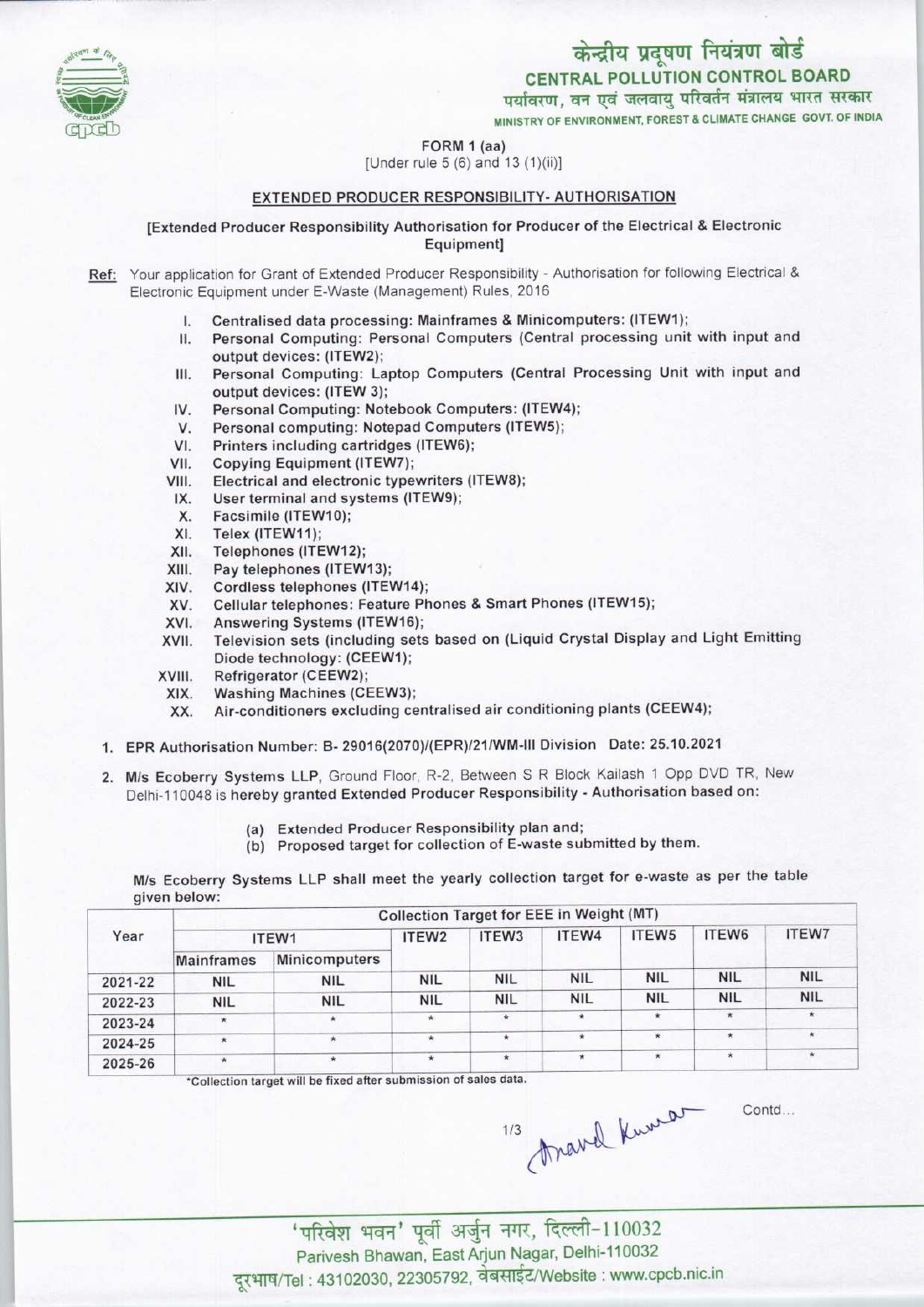केन्द्रीय प्रदूषण नियंत्रण बोर्ड
**CENTRAL POLLUTION CONTROL BOARD**
पर्यावरण, वन एवं जलवायु परिवर्तन मंत्रालय भारत सरकार
MINISTRY OF ENVIRONMENT, FOREST & CLIMATE CHANGE GOVT. OF INDIA

FORM 1 (aa)
[Under rule 5 (6) and 13 (1)(ii)]

## EXTENDED PRODUCER RESPONSIBILITY- AUTHORISATION

[Extended Producer Responsibility Authorisation for Producer of the Electrical & Electronic Equipment]

Ref: Your application for Grant of Extended Producer Responsibility - Authorisation for following Electrical & Electronic Equipment under E-Waste (Management) Rules, 2016

I. Centralised data processing: Mainframes & Minicomputers: (ITEW1);
II. Personal Computing: Personal Computers (Central processing unit with input and output devices: (ITEW2);
III. Personal Computing: Laptop Computers (Central Processing Unit with input and output devices: (ITEW 3);
IV. Personal Computing: Notebook Computers: (ITEW4);
V. Personal computing: Notepad Computers (ITEW5);
VI. Printers including cartridges (ITEW6);
VII. Copying Equipment (ITEW7);
VIII. Electrical and electronic typewriters (ITEW8);
IX. User terminal and systems (ITEW9);
X. Facsimile (ITEW10);
XI. Telex (ITEW11);
XII. Telephones (ITEW12);
XIII. Pay telephones (ITEW13);
XIV. Cordless telephones (ITEW14);
XV. Cellular telephones: Feature Phones & Smart Phones (ITEW15);
XVI. Answering Systems (ITEW16);
XVII. Television sets (including sets based on (Liquid Crystal Display and Light Emitting Diode technology: (CEEW1);
XVIII. Refrigerator (CEEW2);
XIX. Washing Machines (CEEW3);
XX. Air-conditioners excluding centralised air conditioning plants (CEEW4);

1. EPR Authorisation Number: B- 29016(2070)/(EPR)/21/WM-III Division Date: 25.10.2021

2. M/s Ecoberry Systems LLP, Ground Floor, R-2, Between S R Block Kailash 1 Opp DVD TR, New Delhi-110048 is hereby granted Extended Producer Responsibility - Authorisation based on:

   (a) Extended Producer Responsibility plan and;
   (b) Proposed target for collection of E-waste submitted by them.

M/s Ecoberry Systems LLP shall meet the yearly collection target for e-waste as per the table given below:

| Year | Collection Target for EEE in Weight (MT) | | | | | | | |
|---|---|---|---|---|---|---|---|---|
| | ITEW1 | | ITEW2 | ITEW3 | ITEW4 | ITEW5 | ITEW6 | ITEW7 |
| | Mainframes | Minicomputers | | | | | | |
| 2021-22 | NIL | NIL | NIL | NIL | NIL | NIL | NIL | NIL |
| 2022-23 | NIL | NIL | NIL | NIL | NIL | NIL | NIL | NIL |
| 2023-24 | * | * | * | * | * | * | * | * |
| 2024-25 | * | * | * | * | * | * | * | * |
| 2025-26 | * | * | * | * | * | * | * | * |

*Collection target will be fixed after submission of sales data.

Contd...

'परिवेश भवन' पूर्वी अर्जुन नगर, दिल्ली-110032
Parivesh Bhawan, East Arjun Nagar, Delhi-110032
दूरभाष/Tel : 43102030, 22305792, वेबसाईट/Website : www.cpcb.nic.in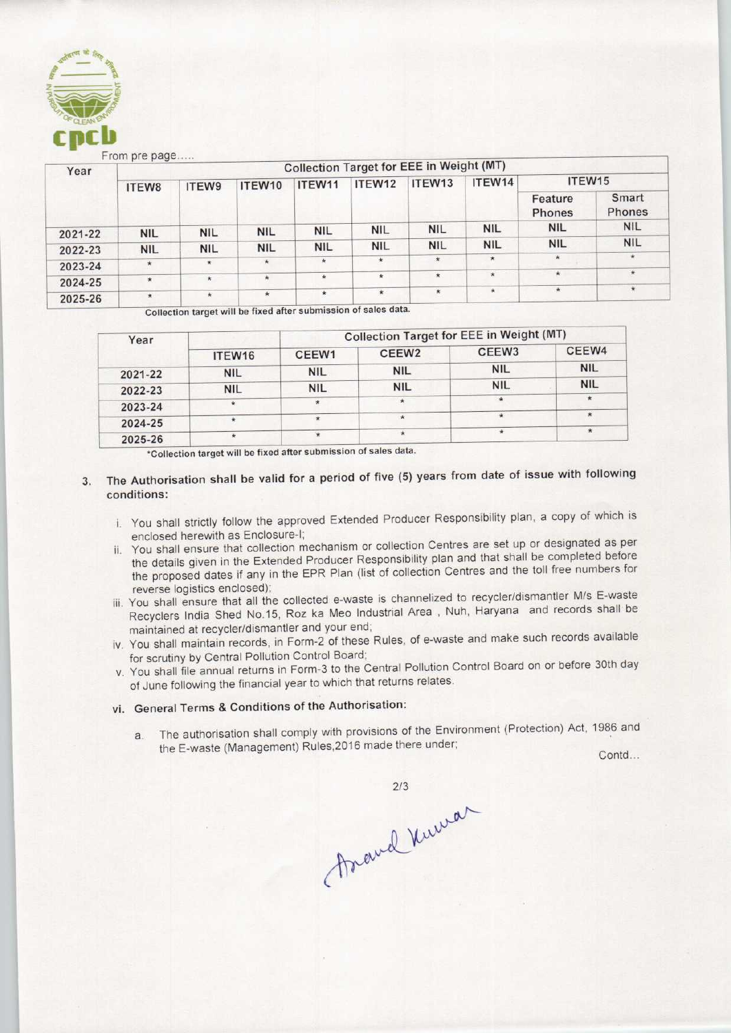From pre page.....

| Year | Collection Target for EEE in Weight (MT) | | | | | | | | |
|---|---|---|---|---|---|---|---|---|---|
| | ITEW8 | ITEW9 | ITEW10 | ITEW11 | ITEW12 | ITEW13 | ITEW14 | ITEW15 | |
| | | | | | | | | Feature Phones | Smart Phones |
| 2021-22 | NIL | NIL | NIL | NIL | NIL | NIL | NIL | NIL | NIL |
| 2022-23 | NIL | NIL | NIL | NIL | NIL | NIL | NIL | NIL | NIL |
| 2023-24 | * | * | * | * | * | * | * | * | * |
| 2024-25 | * | * | * | * | * | * | * | * | * |
| 2025-26 | * | * | * | * | * | * | * | * | * |

Collection target will be fixed after submission of sales data.

| Year | Collection Target for EEE in Weight (MT) | | | | |
|---|---|---|---|---|---|
| | ITEW16 | CEEW1 | CEEW2 | CEEW3 | CEEW4 |
| 2021-22 | NIL | NIL | NIL | NIL | NIL |
| 2022-23 | NIL | NIL | NIL | NIL | NIL |
| 2023-24 | * | * | * | * | * |
| 2024-25 | * | * | * | * | * |
| 2025-26 | * | * | * | * | * |

*Collection target will be fixed after submission of sales data.

3. The Authorisation shall be valid for a period of five (5) years from date of issue with following conditions:

   i. You shall strictly follow the approved Extended Producer Responsibility plan, a copy of which is enclosed herewith as Enclosure-I;
   ii. You shall ensure that collection mechanism or collection Centres are set up or designated as per the details given in the Extended Producer Responsibility plan and that shall be completed before the proposed dates if any in the EPR Plan (list of collection Centres and the toll free numbers for reverse logistics enclosed);
   iii. You shall ensure that all the collected e-waste is channelized to recycler/dismantler M/s E-waste Recyclers India Shed No.15, Roz ka Meo Industrial Area , Nuh, Haryana and records shall be maintained at recycler/dismantler and your end;
   iv. You shall maintain records, in Form-2 of these Rules, of e-waste and make such records available for scrutiny by Central Pollution Control Board;
   v. You shall file annual returns in Form-3 to the Central Pollution Control Board on or before 30th day of June following the financial year to which that returns relates.

   vi. **General Terms & Conditions of the Authorisation:**

      a. The authorisation shall comply with provisions of the Environment (Protection) Act, 1986 and the E-waste (Management) Rules,2016 made there under;

Contd...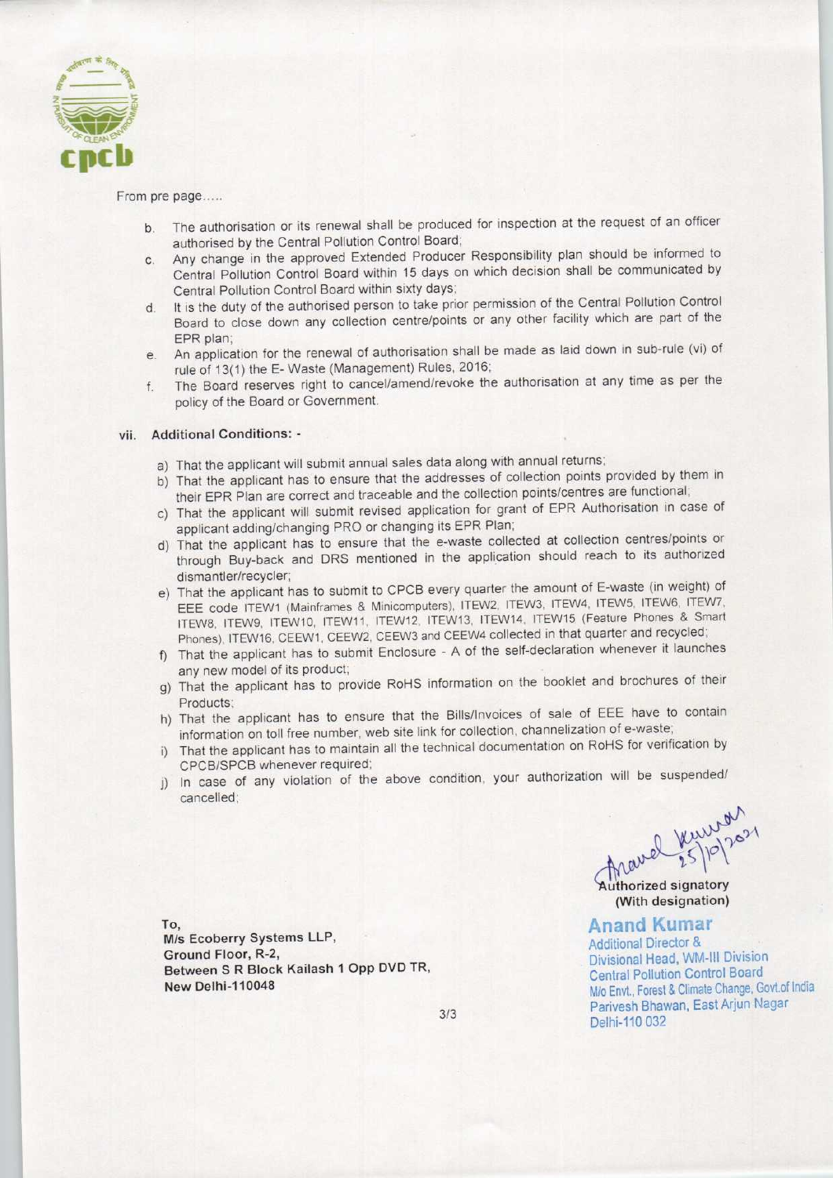From pre page.....

b. The authorisation or its renewal shall be produced for inspection at the request of an officer authorised by the Central Pollution Control Board;
c. Any change in the approved Extended Producer Responsibility plan should be informed to Central Pollution Control Board within 15 days on which decision shall be communicated by Central Pollution Control Board within sixty days;
d. It is the duty of the authorised person to take prior permission of the Central Pollution Control Board to close down any collection centre/points or any other facility which are part of the EPR plan;
e. An application for the renewal of authorisation shall be made as laid down in sub-rule (vi) of rule of 13(1) the E- Waste (Management) Rules, 2016;
f. The Board reserves right to cancel/amend/revoke the authorisation at any time as per the policy of the Board or Government.

vii. **Additional Conditions: -**

a) That the applicant will submit annual sales data along with annual returns;
b) That the applicant has to ensure that the addresses of collection points provided by them in their EPR Plan are correct and traceable and the collection points/centres are functional;
c) That the applicant will submit revised application for grant of EPR Authorisation in case of applicant adding/changing PRO or changing its EPR Plan;
d) That the applicant has to ensure that the e-waste collected at collection centres/points or through Buy-back and DRS mentioned in the application should reach to its authorized dismantler/recycler;
e) That the applicant has to submit to CPCB every quarter the amount of E-waste (in weight) of EEE code ITEW1 (Mainframes & Minicomputers), ITEW2, ITEW3, ITEW4, ITEW5, ITEW6, ITEW7, ITEW8, ITEW9, ITEW10, ITEW11, ITEW12, ITEW13, ITEW14, ITEW15 (Feature Phones & Smart Phones), ITEW16, CEEW1, CEEW2, CEEW3 and CEEW4 collected in that quarter and recycled;
f) That the applicant has to submit Enclosure - A of the self-declaration whenever it launches any new model of its product;
g) That the applicant has to provide RoHS information on the booklet and brochures of their Products;
h) That the applicant has to ensure that the Bills/Invoices of sale of EEE have to contain information on toll free number, web site link for collection, channelization of e-waste;
i) That the applicant has to maintain all the technical documentation on RoHS for verification by CPCB/SPCB whenever required;
j) In case of any violation of the above condition, your authorization will be suspended/ cancelled;

Anand Kumar 25/10/2021

Authorized signatory
(With designation)

**Anand Kumar**
Additional Director &
Divisional Head, WM-III Division
Central Pollution Control Board
M/o Envt., Forest & Climate Change, Govt.of India
Parivesh Bhawan, East Arjun Nagar
Delhi-110 032

To,
M/s Ecoberry Systems LLP,
Ground Floor, R-2,
Between S R Block Kailash 1 Opp DVD TR,
New Delhi-110048